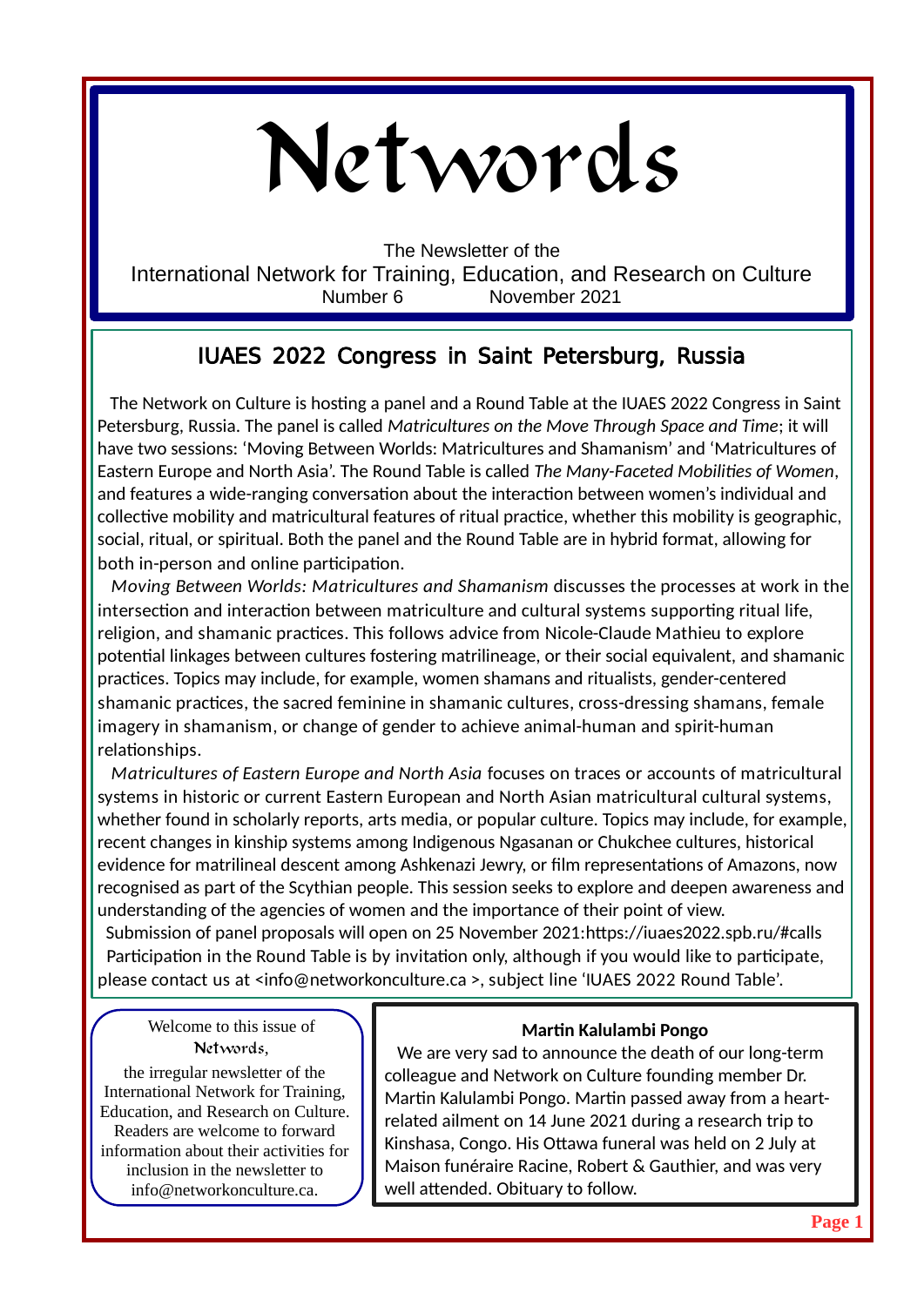# Networds

The Newsletter of the
International Network for Training, Education, and Research on Culture
Number 6 November 2021

## IUAES 2022 Congress in Saint Petersburg, Russia

The Network on Culture is hosting a panel and a Round Table at the IUAES 2022 Congress in Saint Petersburg, Russia. The panel is called *Matricultures on the Move Through Space and Time*; it will have two sessions: 'Moving Between Worlds: Matricultures and Shamanism' and 'Matricultures of Eastern Europe and North Asia'. The Round Table is called *The Many-Faceted Mobilities of Women*, and features a wide-ranging conversation about the interaction between women's individual and collective mobility and matricultural features of ritual practice, whether this mobility is geographic, social, ritual, or spiritual. Both the panel and the Round Table are in hybrid format, allowing for both in-person and online participation.

*Moving Between Worlds: Matricultures and Shamanism* discusses the processes at work in the intersection and interaction between matriculture and cultural systems supporting ritual life, religion, and shamanic practices. This follows advice from Nicole-Claude Mathieu to explore potential linkages between cultures fostering matrilineage, or their social equivalent, and shamanic practices. Topics may include, for example, women shamans and ritualists, gender-centered shamanic practices, the sacred feminine in shamanic cultures, cross-dressing shamans, female imagery in shamanism, or change of gender to achieve animal-human and spirit-human relationships.

*Matricultures of Eastern Europe and North Asia* focuses on traces or accounts of matricultural systems in historic or current Eastern European and North Asian matricultural cultural systems, whether found in scholarly reports, arts media, or popular culture. Topics may include, for example, recent changes in kinship systems among Indigenous Ngasanan or Chukchee cultures, historical evidence for matrilineal descent among Ashkenazi Jewry, or film representations of Amazons, now recognised as part of the Scythian people. This session seeks to explore and deepen awareness and understanding of the agencies of women and the importance of their point of view.

Submission of panel proposals will open on 25 November 2021:https://iuaes2022.spb.ru/#calls

Participation in the Round Table is by invitation only, although if you would like to participate, please contact us at <info@networkonculture.ca >, subject line 'IUAES 2022 Round Table'.

Welcome to this issue of *Networds*, the irregular newsletter of the International Network for Training, Education, and Research on Culture. Readers are welcome to forward information about their activities for inclusion in the newsletter to info@networkonculture.ca.

### Martin Kalulambi Pongo

We are very sad to announce the death of our long-term colleague and Network on Culture founding member Dr. Martin Kalulambi Pongo. Martin passed away from a heart-related ailment on 14 June 2021 during a research trip to Kinshasa, Congo. His Ottawa funeral was held on 2 July at Maison funéraire Racine, Robert & Gauthier, and was very well attended. Obituary to follow.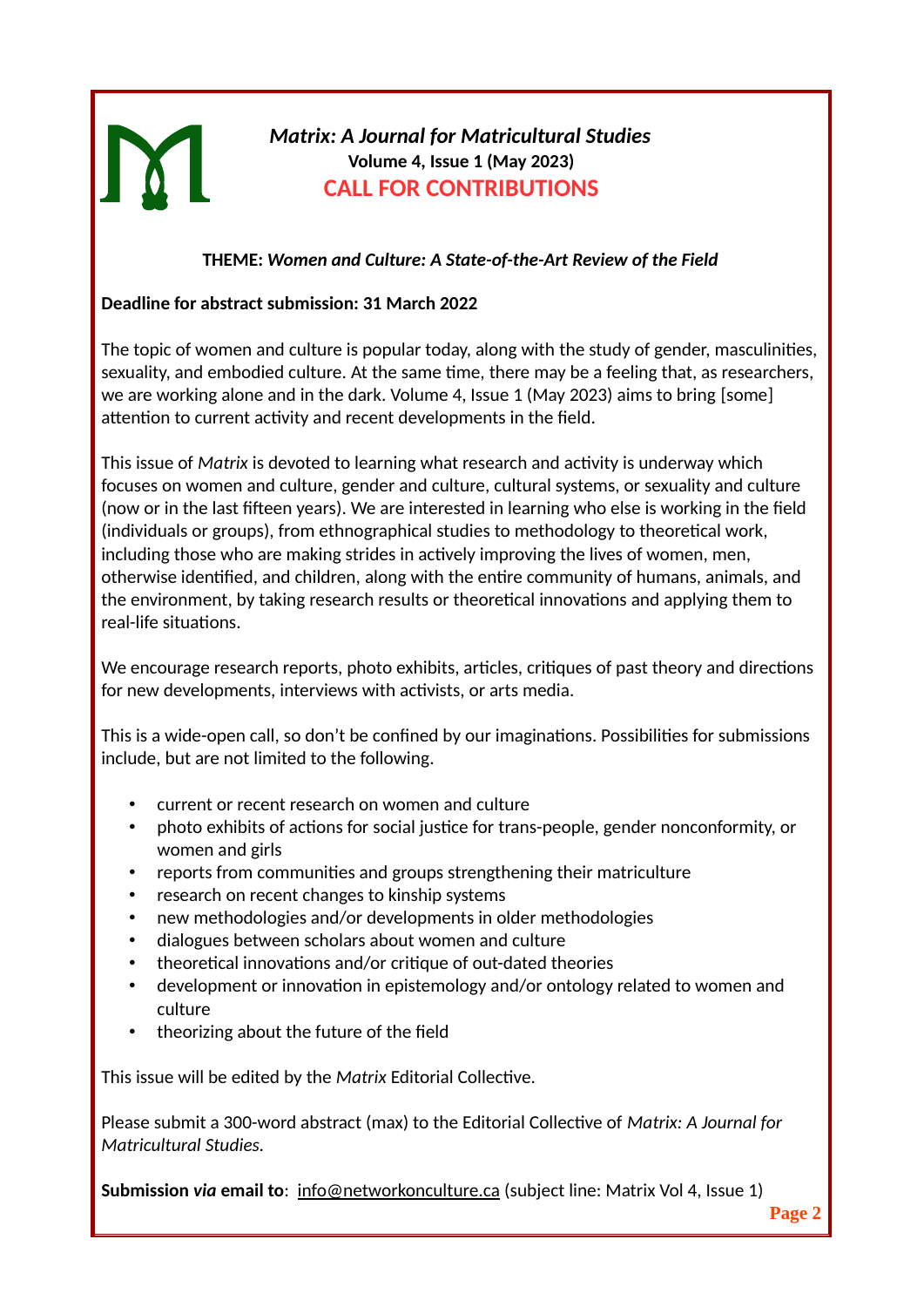*Matrix: A Journal for Matricultural Studies*

**Volume 4, Issue 1 (May 2023)**

# CALL FOR CONTRIBUTIONS

**THEME:** ***Women and Culture: A State-of-the-Art Review of the Field***

**Deadline for abstract submission: 31 March 2022**

The topic of women and culture is popular today, along with the study of gender, masculinities, sexuality, and embodied culture. At the same time, there may be a feeling that, as researchers, we are working alone and in the dark. Volume 4, Issue 1 (May 2023) aims to bring [some] attention to current activity and recent developments in the field.

This issue of *Matrix* is devoted to learning what research and activity is underway which focuses on women and culture, gender and culture, cultural systems, or sexuality and culture (now or in the last fifteen years). We are interested in learning who else is working in the field (individuals or groups), from ethnographical studies to methodology to theoretical work, including those who are making strides in actively improving the lives of women, men, otherwise identified, and children, along with the entire community of humans, animals, and the environment, by taking research results or theoretical innovations and applying them to real-life situations.

We encourage research reports, photo exhibits, articles, critiques of past theory and directions for new developments, interviews with activists, or arts media.

This is a wide-open call, so don't be confined by our imaginations. Possibilities for submissions include, but are not limited to the following.

- current or recent research on women and culture
- photo exhibits of actions for social justice for trans-people, gender nonconformity, or women and girls
- reports from communities and groups strengthening their matriculture
- research on recent changes to kinship systems
- new methodologies and/or developments in older methodologies
- dialogues between scholars about women and culture
- theoretical innovations and/or critique of out-dated theories
- development or innovation in epistemology and/or ontology related to women and culture
- theorizing about the future of the field

This issue will be edited by the *Matrix* Editorial Collective.

Please submit a 300-word abstract (max) to the Editorial Collective of *Matrix: A Journal for Matricultural Studies*.

**Submission *via* email to**: info@networkonculture.ca (subject line: Matrix Vol 4, Issue 1)